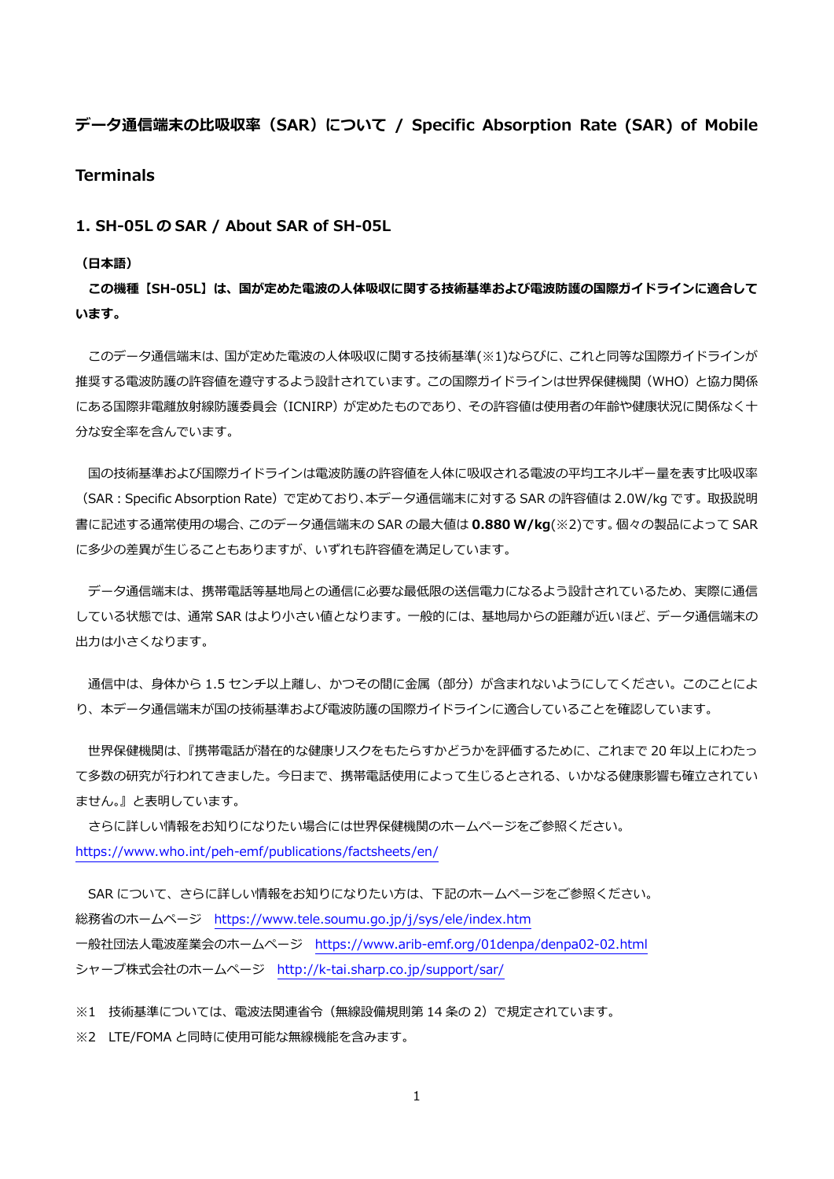## データ通信端末の比吸収率（SAR）について / Specific Absorption Rate (SAR) of Mobile Terminals

### 1. SH-05L の SAR / About SAR of SH-05L

**（日本語）**

**この機種【SH-05L】は、国が定めた電波の人体吸収に関する技術基準および電波防護の国際ガイドラインに適合しています。**

このデータ通信端末は、国が定めた電波の人体吸収に関する技術基準(※1)ならびに、これと同等な国際ガイドラインが推奨する電波防護の許容値を遵守するよう設計されています。この国際ガイドラインは世界保健機関（WHO）と協力関係にある国際非電離放射線防護委員会（ICNIRP）が定めたものであり、その許容値は使用者の年齢や健康状況に関係なく十分な安全率を含んでいます。

国の技術基準および国際ガイドラインは電波防護の許容値を人体に吸収される電波の平均エネルギー量を表す比吸収率（SAR：Specific Absorption Rate）で定めており、本データ通信端末に対する SAR の許容値は 2.0W/kg です。取扱説明書に記述する通常使用の場合、このデータ通信端末の SAR の最大値は **0.880 W/kg**(※2)です。個々の製品によって SAR に多少の差異が生じることもありますが、いずれも許容値を満足しています。

データ通信端末は、携帯電話等基地局との通信に必要な最低限の送信電力になるよう設計されているため、実際に通信している状態では、通常 SAR はより小さい値となります。一般的には、基地局からの距離が近いほど、データ通信端末の出力は小さくなります。

通信中は、身体から 1.5 センチ以上離し、かつその間に金属（部分）が含まれないようにしてください。このことにより、本データ通信端末が国の技術基準および電波防護の国際ガイドラインに適合していることを確認しています。

世界保健機関は、『携帯電話が潜在的な健康リスクをもたらすかどうかを評価するために、これまで 20 年以上にわたって多数の研究が行われてきました。今日まで、携帯電話使用によって生じるとされる、いかなる健康影響も確立されていません。』と表明しています。

さらに詳しい情報をお知りになりたい場合には世界保健機関のホームページをご参照ください。
https://www.who.int/peh-emf/publications/factsheets/en/

SAR について、さらに詳しい情報をお知りになりたい方は、下記のホームページをご参照ください。
総務省のホームページ　https://www.tele.soumu.go.jp/j/sys/ele/index.htm
一般社団法人電波産業会のホームページ　https://www.arib-emf.org/01denpa/denpa02-02.html
シャープ株式会社のホームページ　http://k-tai.sharp.co.jp/support/sar/

※1　技術基準については、電波法関連省令（無線設備規則第 14 条の 2）で規定されています。
※2　LTE/FOMA と同時に使用可能な無線機能を含みます。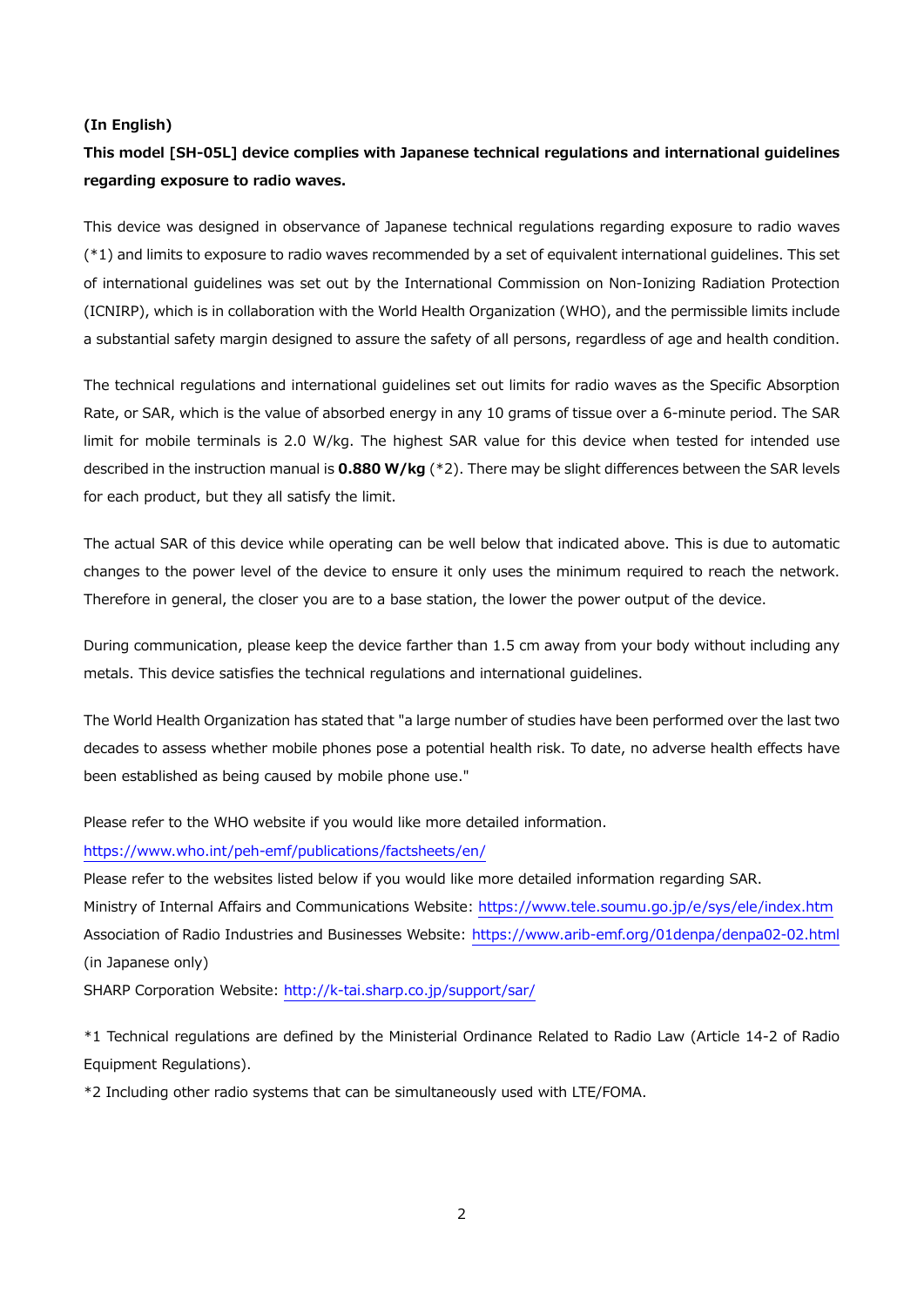**(In English)**

**This model [SH-05L] device complies with Japanese technical regulations and international guidelines regarding exposure to radio waves.**

This device was designed in observance of Japanese technical regulations regarding exposure to radio waves (*1) and limits to exposure to radio waves recommended by a set of equivalent international guidelines. This set of international guidelines was set out by the International Commission on Non-Ionizing Radiation Protection (ICNIRP), which is in collaboration with the World Health Organization (WHO), and the permissible limits include a substantial safety margin designed to assure the safety of all persons, regardless of age and health condition.

The technical regulations and international guidelines set out limits for radio waves as the Specific Absorption Rate, or SAR, which is the value of absorbed energy in any 10 grams of tissue over a 6-minute period. The SAR limit for mobile terminals is 2.0 W/kg. The highest SAR value for this device when tested for intended use described in the instruction manual is **0.880 W/kg** (*2). There may be slight differences between the SAR levels for each product, but they all satisfy the limit.

The actual SAR of this device while operating can be well below that indicated above. This is due to automatic changes to the power level of the device to ensure it only uses the minimum required to reach the network. Therefore in general, the closer you are to a base station, the lower the power output of the device.

During communication, please keep the device farther than 1.5 cm away from your body without including any metals. This device satisfies the technical regulations and international guidelines.

The World Health Organization has stated that "a large number of studies have been performed over the last two decades to assess whether mobile phones pose a potential health risk. To date, no adverse health effects have been established as being caused by mobile phone use."

Please refer to the WHO website if you would like more detailed information.
https://www.who.int/peh-emf/publications/factsheets/en/
Please refer to the websites listed below if you would like more detailed information regarding SAR.
Ministry of Internal Affairs and Communications Website: https://www.tele.soumu.go.jp/e/sys/ele/index.htm
Association of Radio Industries and Businesses Website: https://www.arib-emf.org/01denpa/denpa02-02.html (in Japanese only)
SHARP Corporation Website: http://k-tai.sharp.co.jp/support/sar/

*1 Technical regulations are defined by the Ministerial Ordinance Related to Radio Law (Article 14-2 of Radio Equipment Regulations).
*2 Including other radio systems that can be simultaneously used with LTE/FOMA.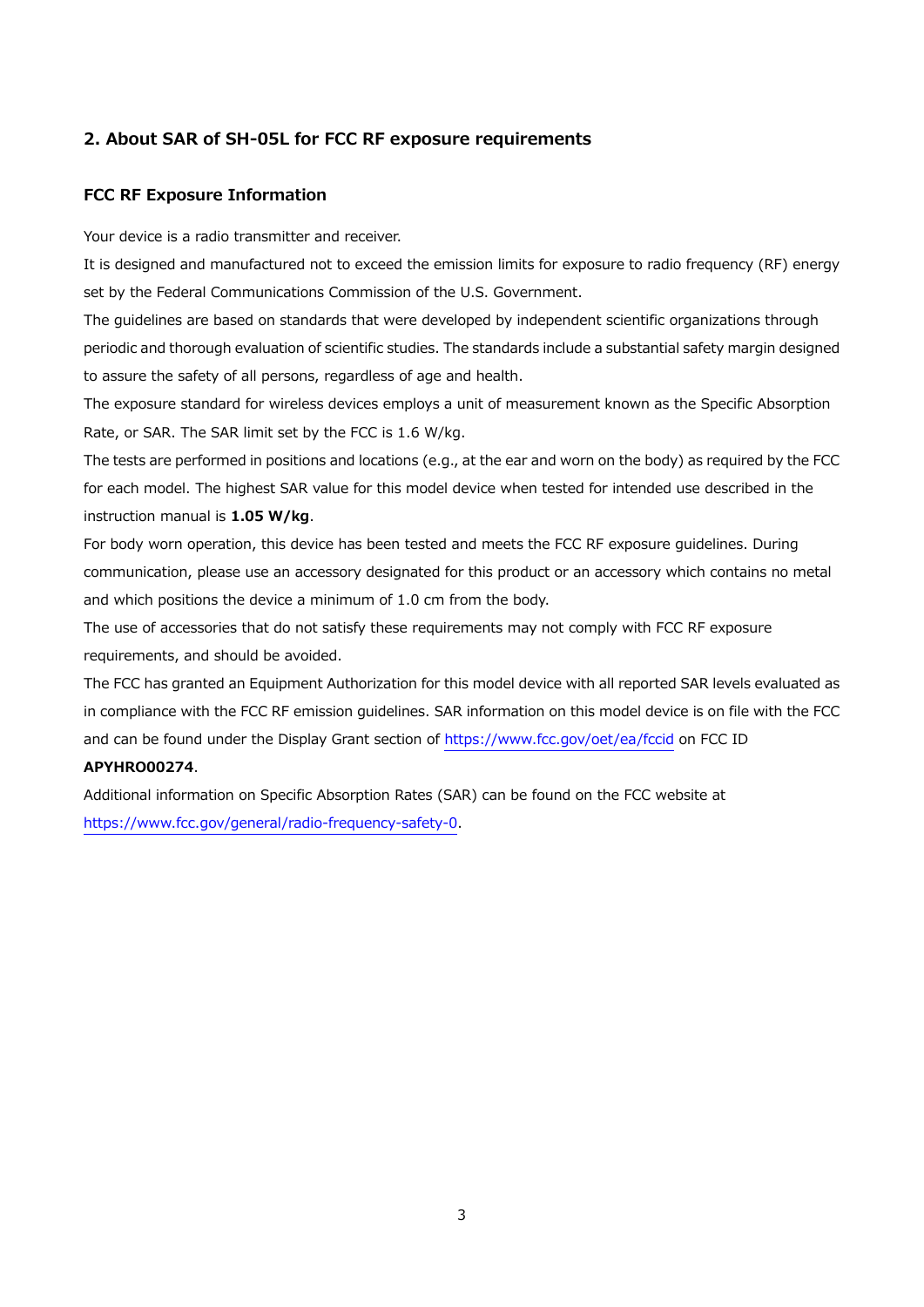## 2. About SAR of SH-05L for FCC RF exposure requirements

### FCC RF Exposure Information

Your device is a radio transmitter and receiver.

It is designed and manufactured not to exceed the emission limits for exposure to radio frequency (RF) energy set by the Federal Communications Commission of the U.S. Government.

The guidelines are based on standards that were developed by independent scientific organizations through periodic and thorough evaluation of scientific studies. The standards include a substantial safety margin designed to assure the safety of all persons, regardless of age and health.

The exposure standard for wireless devices employs a unit of measurement known as the Specific Absorption Rate, or SAR. The SAR limit set by the FCC is 1.6 W/kg.

The tests are performed in positions and locations (e.g., at the ear and worn on the body) as required by the FCC for each model. The highest SAR value for this model device when tested for intended use described in the instruction manual is **1.05 W/kg**.

For body worn operation, this device has been tested and meets the FCC RF exposure guidelines. During communication, please use an accessory designated for this product or an accessory which contains no metal and which positions the device a minimum of 1.0 cm from the body.

The use of accessories that do not satisfy these requirements may not comply with FCC RF exposure requirements, and should be avoided.

The FCC has granted an Equipment Authorization for this model device with all reported SAR levels evaluated as in compliance with the FCC RF emission guidelines. SAR information on this model device is on file with the FCC and can be found under the Display Grant section of https://www.fcc.gov/oet/ea/fccid on FCC ID **APYHRO00274**.

Additional information on Specific Absorption Rates (SAR) can be found on the FCC website at https://www.fcc.gov/general/radio-frequency-safety-0.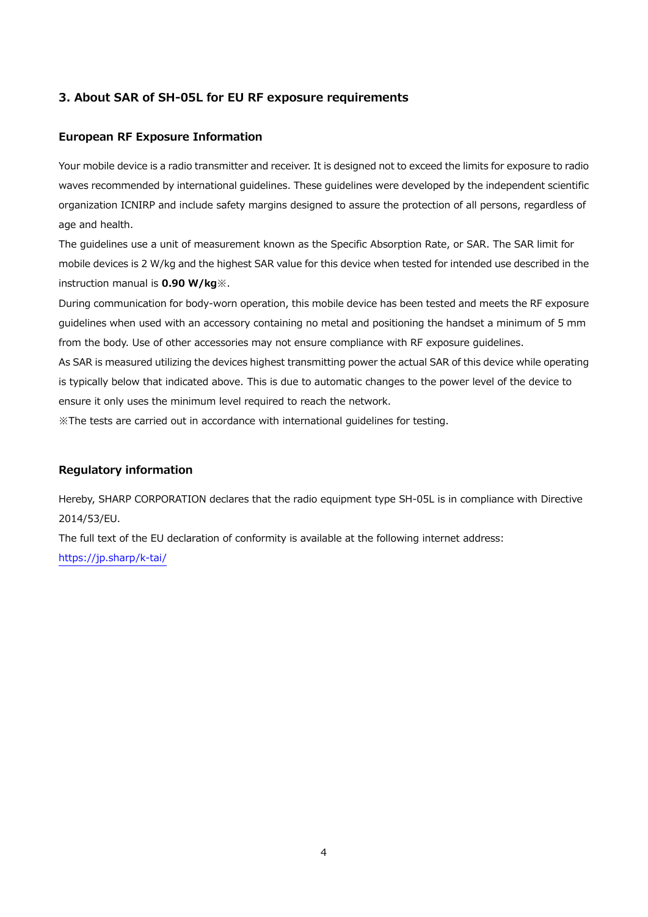## 3. About SAR of SH-05L for EU RF exposure requirements

### European RF Exposure Information

Your mobile device is a radio transmitter and receiver. It is designed not to exceed the limits for exposure to radio waves recommended by international guidelines. These guidelines were developed by the independent scientific organization ICNIRP and include safety margins designed to assure the protection of all persons, regardless of age and health.

The guidelines use a unit of measurement known as the Specific Absorption Rate, or SAR. The SAR limit for mobile devices is 2 W/kg and the highest SAR value for this device when tested for intended use described in the instruction manual is **0.90 W/kg**※.

During communication for body-worn operation, this mobile device has been tested and meets the RF exposure guidelines when used with an accessory containing no metal and positioning the handset a minimum of 5 mm from the body. Use of other accessories may not ensure compliance with RF exposure guidelines.

As SAR is measured utilizing the devices highest transmitting power the actual SAR of this device while operating is typically below that indicated above. This is due to automatic changes to the power level of the device to ensure it only uses the minimum level required to reach the network.

※The tests are carried out in accordance with international guidelines for testing.

### Regulatory information

Hereby, SHARP CORPORATION declares that the radio equipment type SH-05L is in compliance with Directive 2014/53/EU.

The full text of the EU declaration of conformity is available at the following internet address:

https://jp.sharp/k-tai/